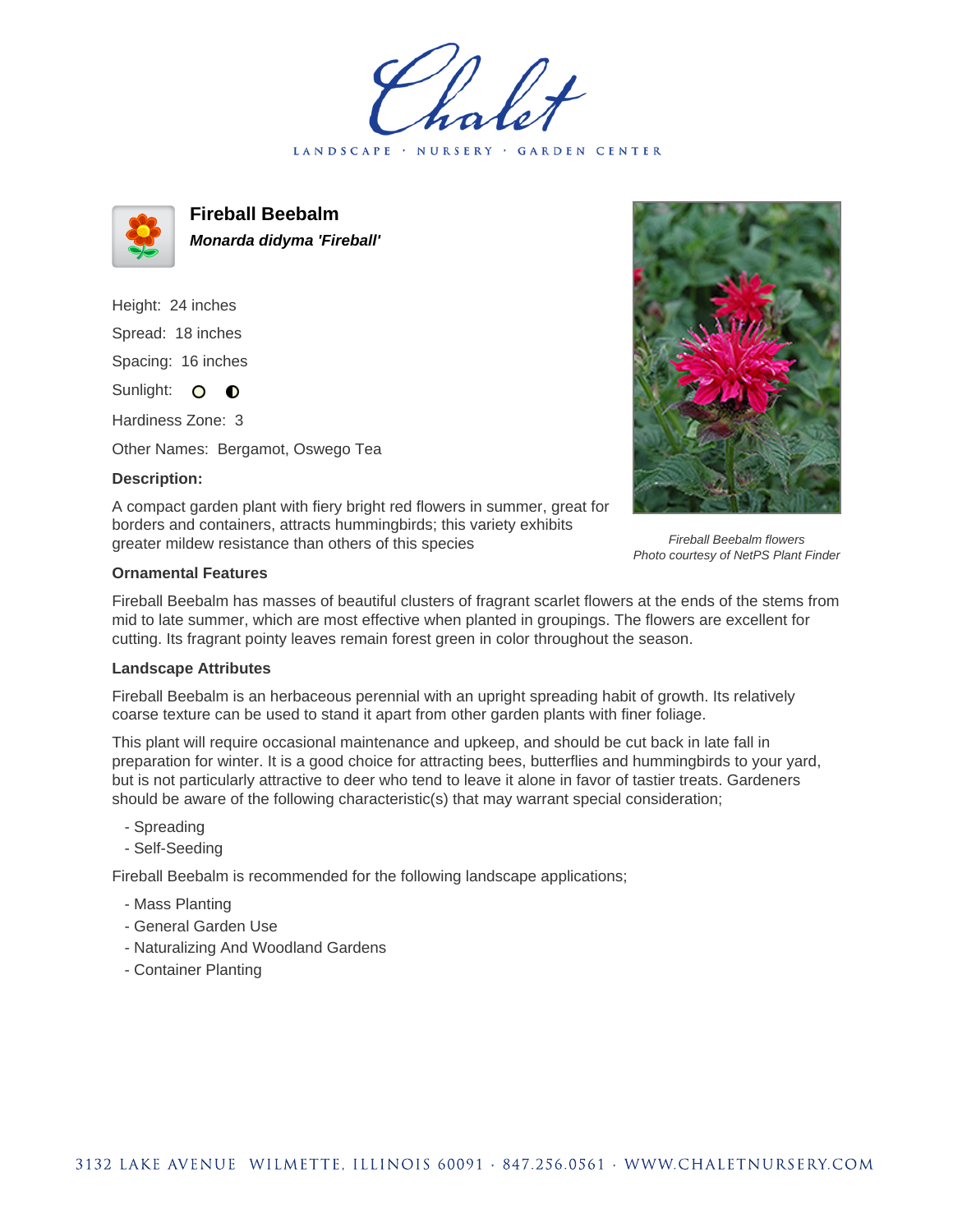Chalet

LANDSCAPE · NURSERY · GARDEN CENTER

# Fireball Beebalm

***Monarda didyma 'Fireball'***

Height: 24 inches

Spread: 18 inches

Spacing: 16 inches

Sunlight: ○ ◐

Hardiness Zone: 3

Other Names: Bergamot, Oswego Tea

### Description:

A compact garden plant with fiery bright red flowers in summer, great for borders and containers, attracts hummingbirds; this variety exhibits greater mildew resistance than others of this species

*Fireball Beebalm flowers*
*Photo courtesy of NetPS Plant Finder*

### Ornamental Features

Fireball Beebalm has masses of beautiful clusters of fragrant scarlet flowers at the ends of the stems from mid to late summer, which are most effective when planted in groupings. The flowers are excellent for cutting. Its fragrant pointy leaves remain forest green in color throughout the season.

### Landscape Attributes

Fireball Beebalm is an herbaceous perennial with an upright spreading habit of growth. Its relatively coarse texture can be used to stand it apart from other garden plants with finer foliage.

This plant will require occasional maintenance and upkeep, and should be cut back in late fall in preparation for winter. It is a good choice for attracting bees, butterflies and hummingbirds to your yard, but is not particularly attractive to deer who tend to leave it alone in favor of tastier treats. Gardeners should be aware of the following characteristic(s) that may warrant special consideration;

- Spreading
- Self-Seeding

Fireball Beebalm is recommended for the following landscape applications;

- Mass Planting
- General Garden Use
- Naturalizing And Woodland Gardens
- Container Planting

3132 LAKE AVENUE WILMETTE, ILLINOIS 60091 · 847.256.0561 · WWW.CHALETNURSERY.COM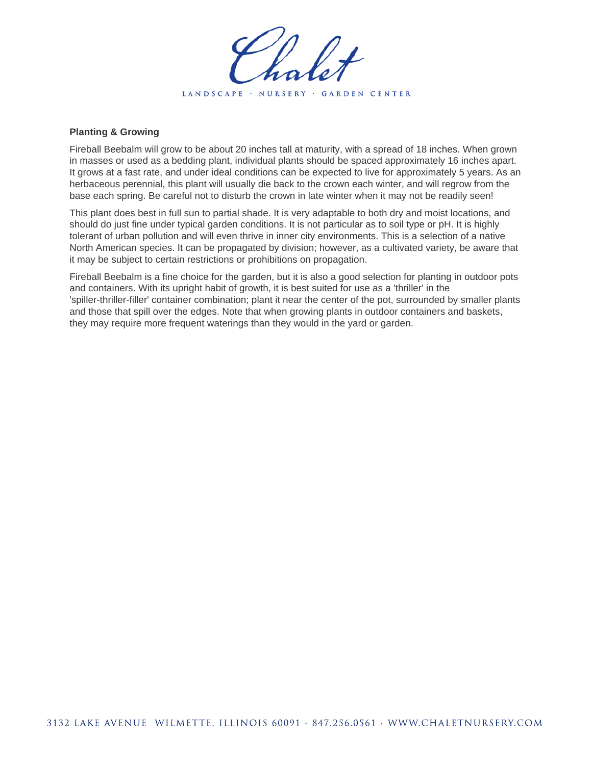### Planting & Growing

Fireball Beebalm will grow to be about 20 inches tall at maturity, with a spread of 18 inches. When grown in masses or used as a bedding plant, individual plants should be spaced approximately 16 inches apart. It grows at a fast rate, and under ideal conditions can be expected to live for approximately 5 years. As an herbaceous perennial, this plant will usually die back to the crown each winter, and will regrow from the base each spring. Be careful not to disturb the crown in late winter when it may not be readily seen!

This plant does best in full sun to partial shade. It is very adaptable to both dry and moist locations, and should do just fine under typical garden conditions. It is not particular as to soil type or pH. It is highly tolerant of urban pollution and will even thrive in inner city environments. This is a selection of a native North American species. It can be propagated by division; however, as a cultivated variety, be aware that it may be subject to certain restrictions or prohibitions on propagation.

Fireball Beebalm is a fine choice for the garden, but it is also a good selection for planting in outdoor pots and containers. With its upright habit of growth, it is best suited for use as a 'thriller' in the 'spiller-thriller-filler' container combination; plant it near the center of the pot, surrounded by smaller plants and those that spill over the edges. Note that when growing plants in outdoor containers and baskets, they may require more frequent waterings than they would in the yard or garden.